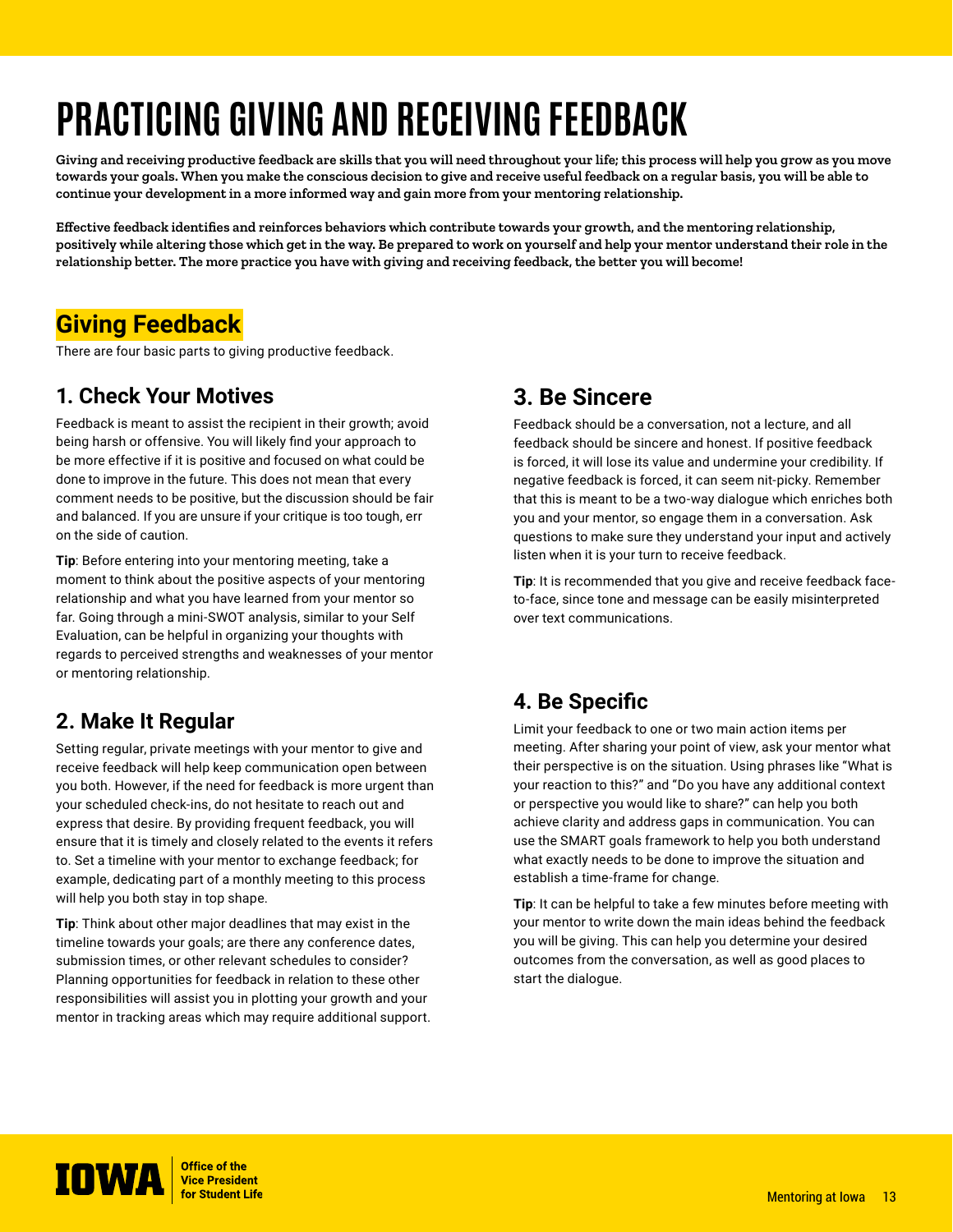# PRACTICING GIVING AND RECEIVING FEEDBACK

**Giving and receiving productive feedback are skills that you will need throughout your life; this process will help you grow as you move towards your goals. When you make the conscious decision to give and receive useful feedback on a regular basis, you will be able to continue your development in a more informed way and gain more from your mentoring relationship.**

**Effective feedback identifies and reinforces behaviors which contribute towards your growth, and the mentoring relationship, positively while altering those which get in the way. Be prepared to work on yourself and help your mentor understand their role in the relationship better. The more practice you have with giving and receiving feedback, the better you will become!**

## Giving Feedback

There are four basic parts to giving productive feedback.

### 1. Check Your Motives

Feedback is meant to assist the recipient in their growth; avoid being harsh or offensive. You will likely find your approach to be more effective if it is positive and focused on what could be done to improve in the future. This does not mean that every comment needs to be positive, but the discussion should be fair and balanced. If you are unsure if your critique is too tough, err on the side of caution.

**Tip**: Before entering into your mentoring meeting, take a moment to think about the positive aspects of your mentoring relationship and what you have learned from your mentor so far. Going through a mini-SWOT analysis, similar to your Self Evaluation, can be helpful in organizing your thoughts with regards to perceived strengths and weaknesses of your mentor or mentoring relationship.

### 2. Make It Regular

Setting regular, private meetings with your mentor to give and receive feedback will help keep communication open between you both. However, if the need for feedback is more urgent than your scheduled check-ins, do not hesitate to reach out and express that desire. By providing frequent feedback, you will ensure that it is timely and closely related to the events it refers to. Set a timeline with your mentor to exchange feedback; for example, dedicating part of a monthly meeting to this process will help you both stay in top shape.

**Tip**: Think about other major deadlines that may exist in the timeline towards your goals; are there any conference dates, submission times, or other relevant schedules to consider? Planning opportunities for feedback in relation to these other responsibilities will assist you in plotting your growth and your mentor in tracking areas which may require additional support.

### 3. Be Sincere

Feedback should be a conversation, not a lecture, and all feedback should be sincere and honest. If positive feedback is forced, it will lose its value and undermine your credibility. If negative feedback is forced, it can seem nit-picky. Remember that this is meant to be a two-way dialogue which enriches both you and your mentor, so engage them in a conversation. Ask questions to make sure they understand your input and actively listen when it is your turn to receive feedback.

**Tip**: It is recommended that you give and receive feedback face-to-face, since tone and message can be easily misinterpreted over text communications.

### 4. Be Specific

Limit your feedback to one or two main action items per meeting. After sharing your point of view, ask your mentor what their perspective is on the situation. Using phrases like "What is your reaction to this?" and "Do you have any additional context or perspective you would like to share?" can help you both achieve clarity and address gaps in communication. You can use the SMART goals framework to help you both understand what exactly needs to be done to improve the situation and establish a time-frame for change.

**Tip**: It can be helpful to take a few minutes before meeting with your mentor to write down the main ideas behind the feedback you will be giving. This can help you determine your desired outcomes from the conversation, as well as good places to start the dialogue.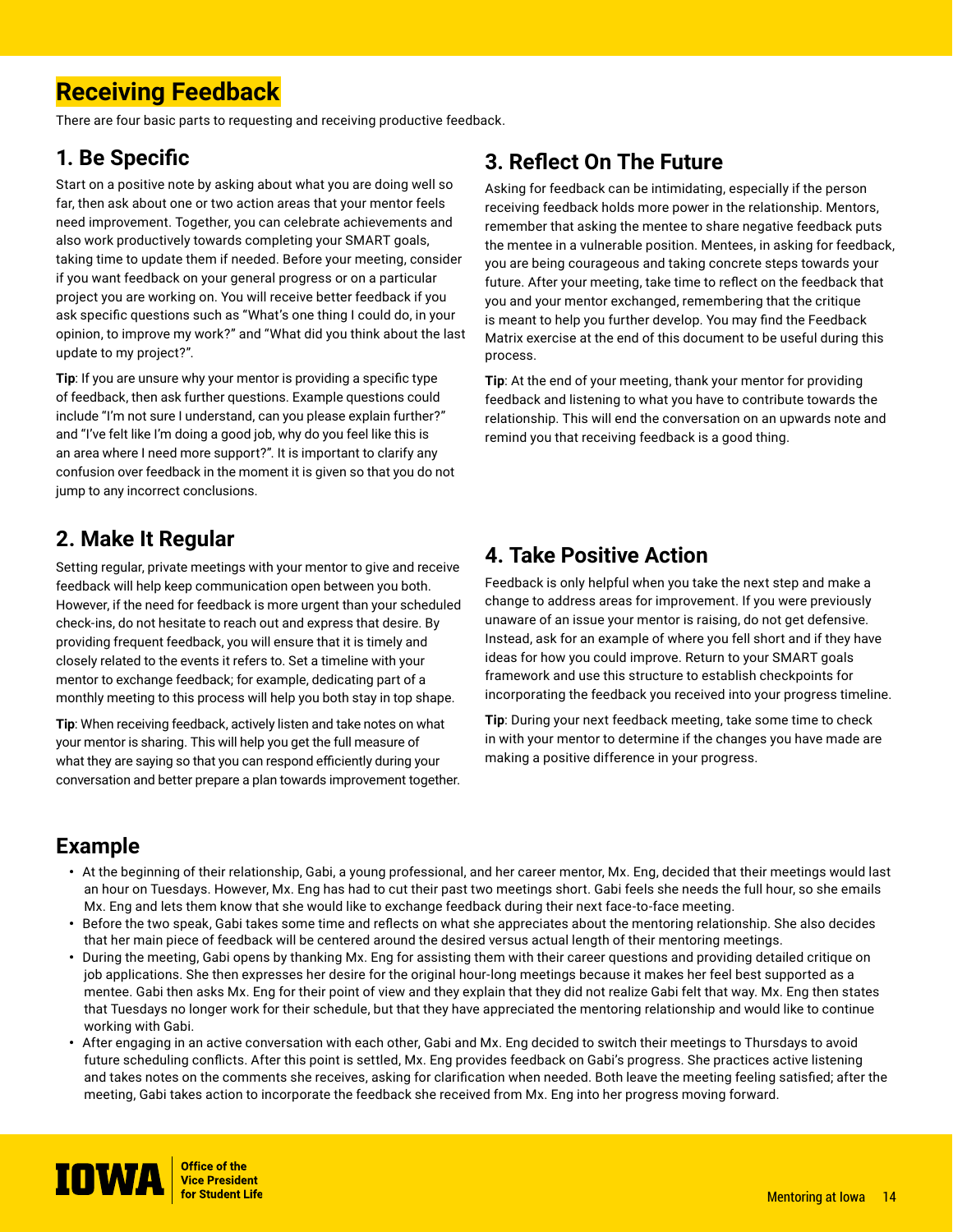# Receiving Feedback

There are four basic parts to requesting and receiving productive feedback.

## 1. Be Specific

Start on a positive note by asking about what you are doing well so far, then ask about one or two action areas that your mentor feels need improvement. Together, you can celebrate achievements and also work productively towards completing your SMART goals, taking time to update them if needed. Before your meeting, consider if you want feedback on your general progress or on a particular project you are working on. You will receive better feedback if you ask specific questions such as "What's one thing I could do, in your opinion, to improve my work?" and "What did you think about the last update to my project?".

**Tip**: If you are unsure why your mentor is providing a specific type of feedback, then ask further questions. Example questions could include "I'm not sure I understand, can you please explain further?" and "I've felt like I'm doing a good job, why do you feel like this is an area where I need more support?". It is important to clarify any confusion over feedback in the moment it is given so that you do not jump to any incorrect conclusions.

## 2. Make It Regular

Setting regular, private meetings with your mentor to give and receive feedback will help keep communication open between you both. However, if the need for feedback is more urgent than your scheduled check-ins, do not hesitate to reach out and express that desire. By providing frequent feedback, you will ensure that it is timely and closely related to the events it refers to. Set a timeline with your mentor to exchange feedback; for example, dedicating part of a monthly meeting to this process will help you both stay in top shape.

**Tip**: When receiving feedback, actively listen and take notes on what your mentor is sharing. This will help you get the full measure of what they are saying so that you can respond efficiently during your conversation and better prepare a plan towards improvement together.

## 3. Reflect On The Future

Asking for feedback can be intimidating, especially if the person receiving feedback holds more power in the relationship. Mentors, remember that asking the mentee to share negative feedback puts the mentee in a vulnerable position. Mentees, in asking for feedback, you are being courageous and taking concrete steps towards your future. After your meeting, take time to reflect on the feedback that you and your mentor exchanged, remembering that the critique is meant to help you further develop. You may find the Feedback Matrix exercise at the end of this document to be useful during this process.

**Tip**: At the end of your meeting, thank your mentor for providing feedback and listening to what you have to contribute towards the relationship. This will end the conversation on an upwards note and remind you that receiving feedback is a good thing.

## 4. Take Positive Action

Feedback is only helpful when you take the next step and make a change to address areas for improvement. If you were previously unaware of an issue your mentor is raising, do not get defensive. Instead, ask for an example of where you fell short and if they have ideas for how you could improve. Return to your SMART goals framework and use this structure to establish checkpoints for incorporating the feedback you received into your progress timeline.

**Tip**: During your next feedback meeting, take some time to check in with your mentor to determine if the changes you have made are making a positive difference in your progress.

## Example

- At the beginning of their relationship, Gabi, a young professional, and her career mentor, Mx. Eng, decided that their meetings would last an hour on Tuesdays. However, Mx. Eng has had to cut their past two meetings short. Gabi feels she needs the full hour, so she emails Mx. Eng and lets them know that she would like to exchange feedback during their next face-to-face meeting.
- Before the two speak, Gabi takes some time and reflects on what she appreciates about the mentoring relationship. She also decides that her main piece of feedback will be centered around the desired versus actual length of their mentoring meetings.
- During the meeting, Gabi opens by thanking Mx. Eng for assisting them with their career questions and providing detailed critique on job applications. She then expresses her desire for the original hour-long meetings because it makes her feel best supported as a mentee. Gabi then asks Mx. Eng for their point of view and they explain that they did not realize Gabi felt that way. Mx. Eng then states that Tuesdays no longer work for their schedule, but that they have appreciated the mentoring relationship and would like to continue working with Gabi.
- After engaging in an active conversation with each other, Gabi and Mx. Eng decided to switch their meetings to Thursdays to avoid future scheduling conflicts. After this point is settled, Mx. Eng provides feedback on Gabi's progress. She practices active listening and takes notes on the comments she receives, asking for clarification when needed. Both leave the meeting feeling satisfied; after the meeting, Gabi takes action to incorporate the feedback she received from Mx. Eng into her progress moving forward.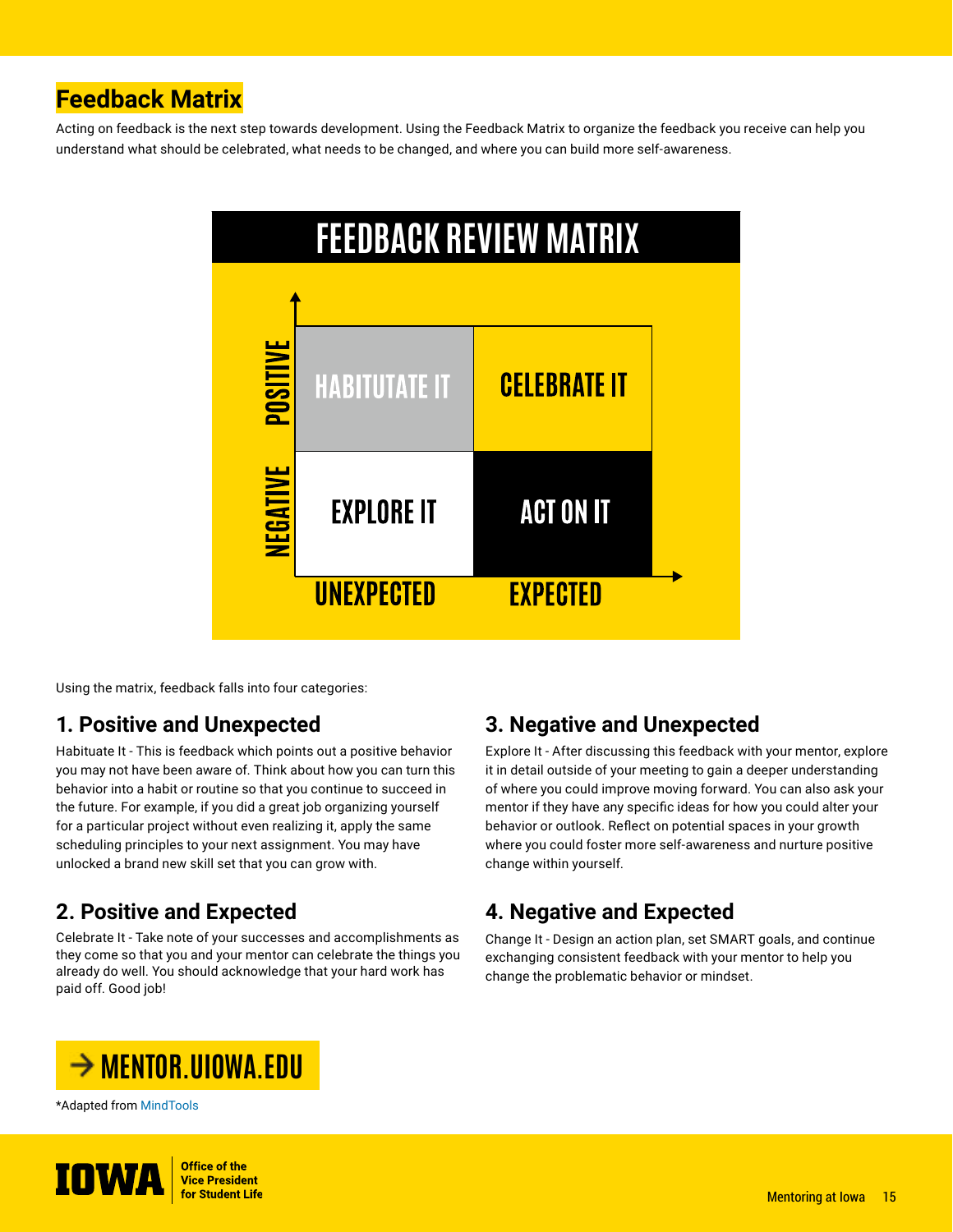## Feedback Matrix

Acting on feedback is the next step towards development. Using the Feedback Matrix to organize the feedback you receive can help you understand what should be celebrated, what needs to be changed, and where you can build more self-awareness.

FEEDBACK REVIEW MATRIX

POSITIVE

NEGATIVE

HABITUTATE IT

CELEBRATE IT

EXPLORE IT

ACT ON IT

UNEXPECTED

EXPECTED

Using the matrix, feedback falls into four categories:

### 1. Positive and Unexpected

Habituate It - This is feedback which points out a positive behavior you may not have been aware of. Think about how you can turn this behavior into a habit or routine so that you continue to succeed in the future. For example, if you did a great job organizing yourself for a particular project without even realizing it, apply the same scheduling principles to your next assignment. You may have unlocked a brand new skill set that you can grow with.

### 2. Positive and Expected

Celebrate It - Take note of your successes and accomplishments as they come so that you and your mentor can celebrate the things you already do well. You should acknowledge that your hard work has paid off. Good job!

### 3. Negative and Unexpected

Explore It - After discussing this feedback with your mentor, explore it in detail outside of your meeting to gain a deeper understanding of where you could improve moving forward. You can also ask your mentor if they have any specific ideas for how you could alter your behavior or outlook. Reflect on potential spaces in your growth where you could foster more self-awareness and nurture positive change within yourself.

### 4. Negative and Expected

Change It - Design an action plan, set SMART goals, and continue exchanging consistent feedback with your mentor to help you change the problematic behavior or mindset.

→ MENTOR.UIOWA.EDU

*Adapted from MindTools